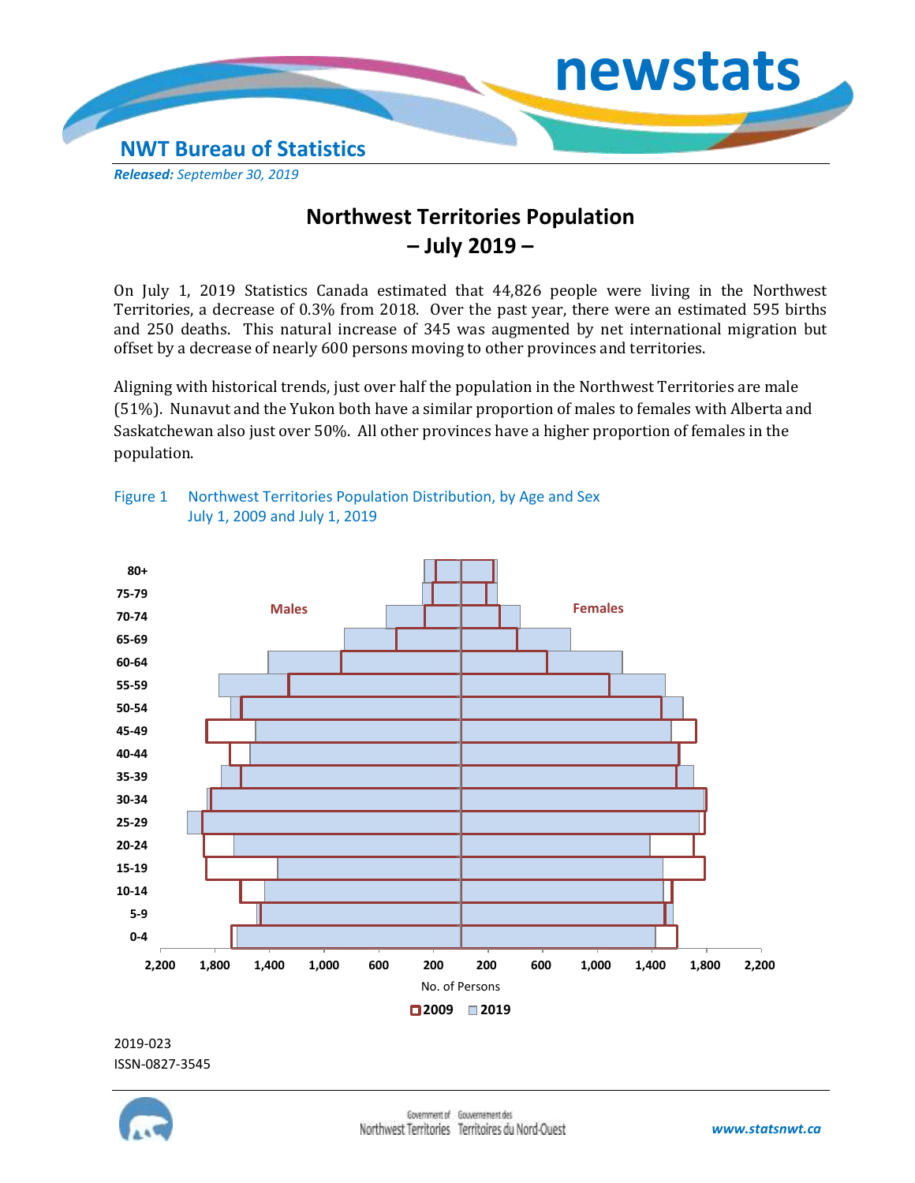# newstats

**NWT Bureau of Statistics**

***Released:*** *September 30, 2019*

## Northwest Territories Population – July 2019 –

On July 1, 2019 Statistics Canada estimated that 44,826 people were living in the Northwest Territories, a decrease of 0.3% from 2018. Over the past year, there were an estimated 595 births and 250 deaths. This natural increase of 345 was augmented by net international migration but offset by a decrease of nearly 600 persons moving to other provinces and territories.

Aligning with historical trends, just over half the population in the Northwest Territories are male (51%). Nunavut and the Yukon both have a similar proportion of males to females with Alberta and Saskatchewan also just over 50%. All other provinces have a higher proportion of females in the population.

Figure 1 Northwest Territories Population Distribution, by Age and Sex July 1, 2009 and July 1, 2019

2019-023
ISSN-0827-3545

www.statsnwt.ca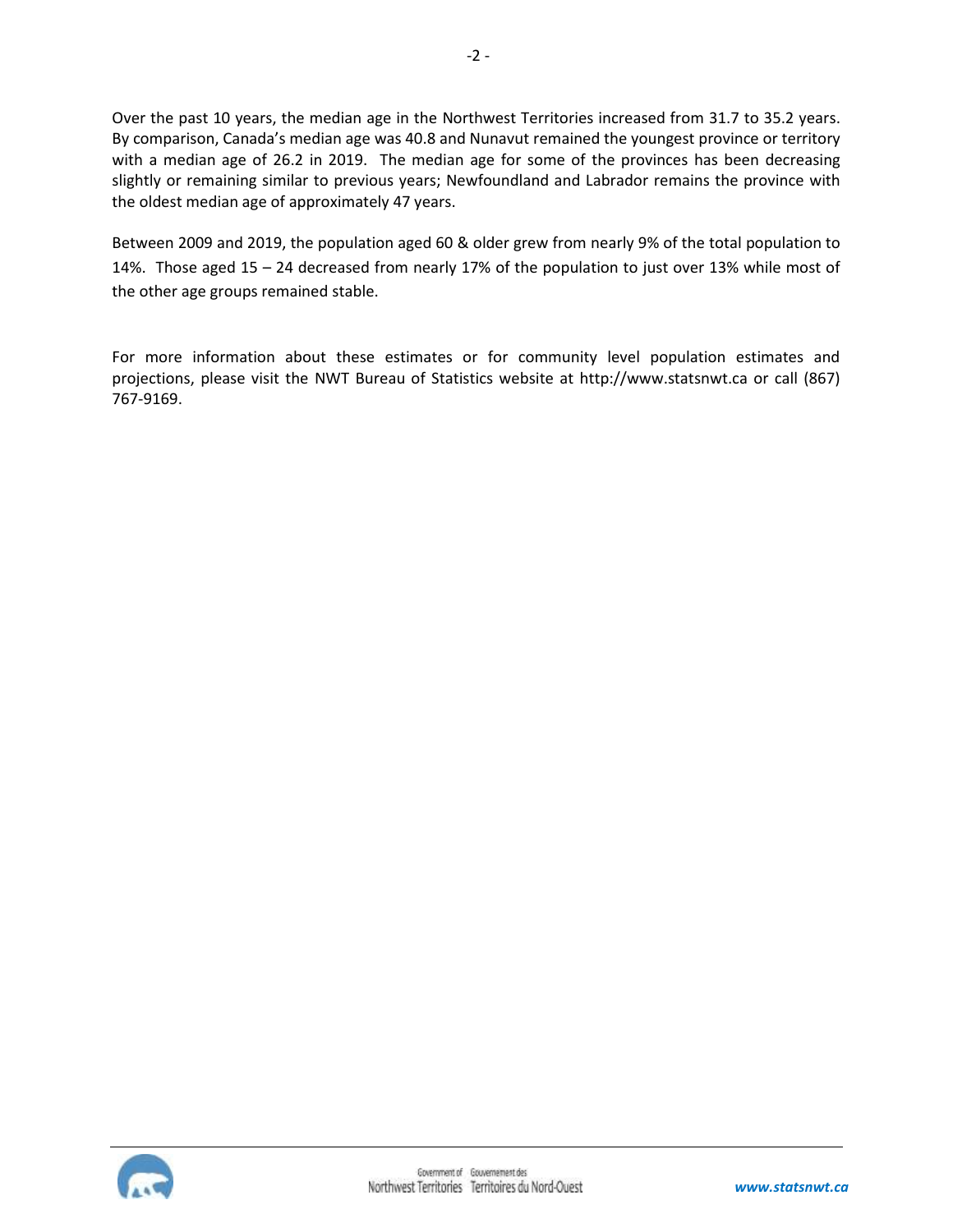Over the past 10 years, the median age in the Northwest Territories increased from 31.7 to 35.2 years. By comparison, Canada's median age was 40.8 and Nunavut remained the youngest province or territory with a median age of 26.2 in 2019. The median age for some of the provinces has been decreasing slightly or remaining similar to previous years; Newfoundland and Labrador remains the province with the oldest median age of approximately 47 years.

Between 2009 and 2019, the population aged 60 & older grew from nearly 9% of the total population to 14%. Those aged 15 – 24 decreased from nearly 17% of the population to just over 13% while most of the other age groups remained stable.

For more information about these estimates or for community level population estimates and projections, please visit the NWT Bureau of Statistics website at http://www.statsnwt.ca or call (867) 767-9169.